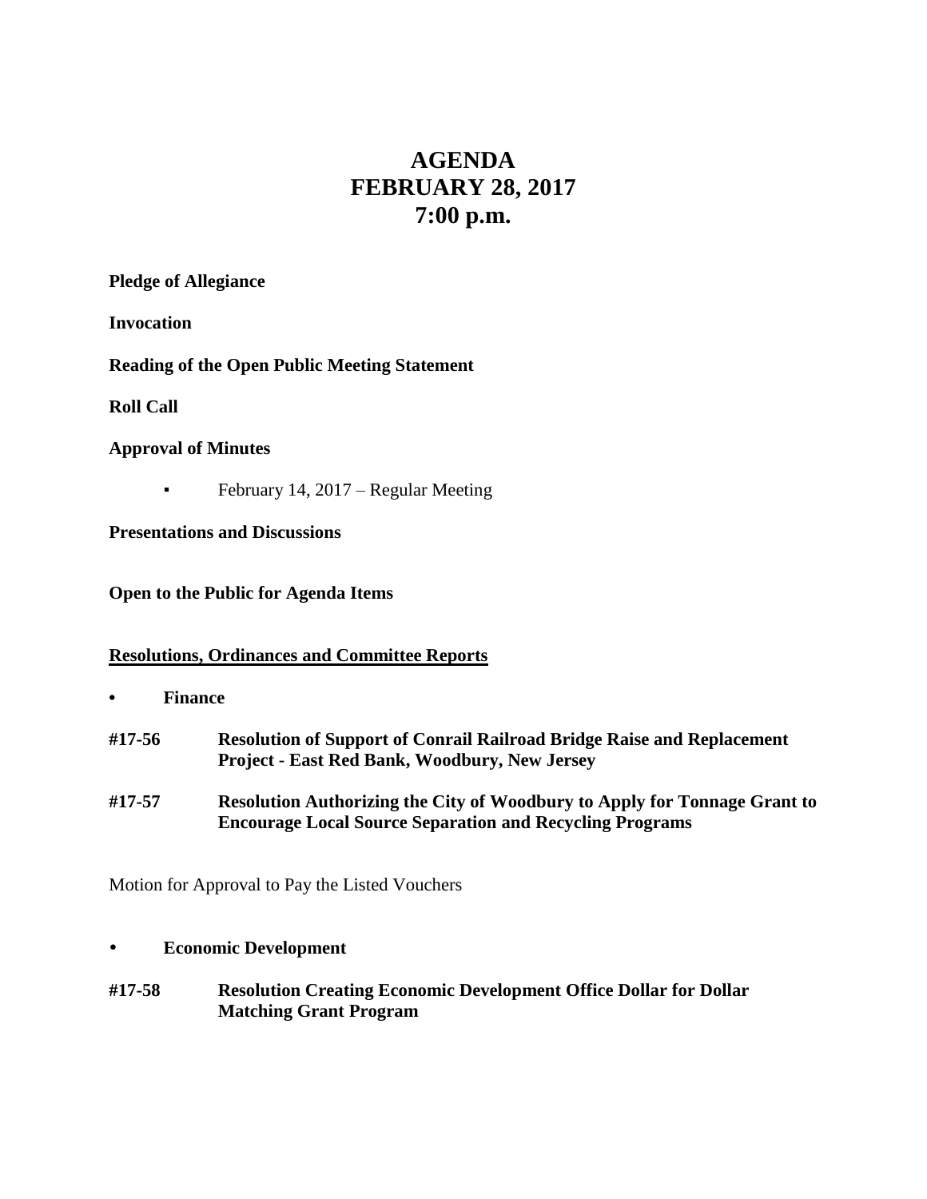# AGENDA
# FEBRUARY 28, 2017
# 7:00 p.m.

**Pledge of Allegiance**

**Invocation**

**Reading of the Open Public Meeting Statement**

**Roll Call**

**Approval of Minutes**

- February 14, 2017 – Regular Meeting

**Presentations and Discussions**

**Open to the Public for Agenda Items**

**<u>Resolutions, Ordinances and Committee Reports</u>**

- **Finance**

**#17-56 Resolution of Support of Conrail Railroad Bridge Raise and Replacement Project - East Red Bank, Woodbury, New Jersey**

**#17-57 Resolution Authorizing the City of Woodbury to Apply for Tonnage Grant to Encourage Local Source Separation and Recycling Programs**

Motion for Approval to Pay the Listed Vouchers

- **Economic Development**

**#17-58 Resolution Creating Economic Development Office Dollar for Dollar Matching Grant Program**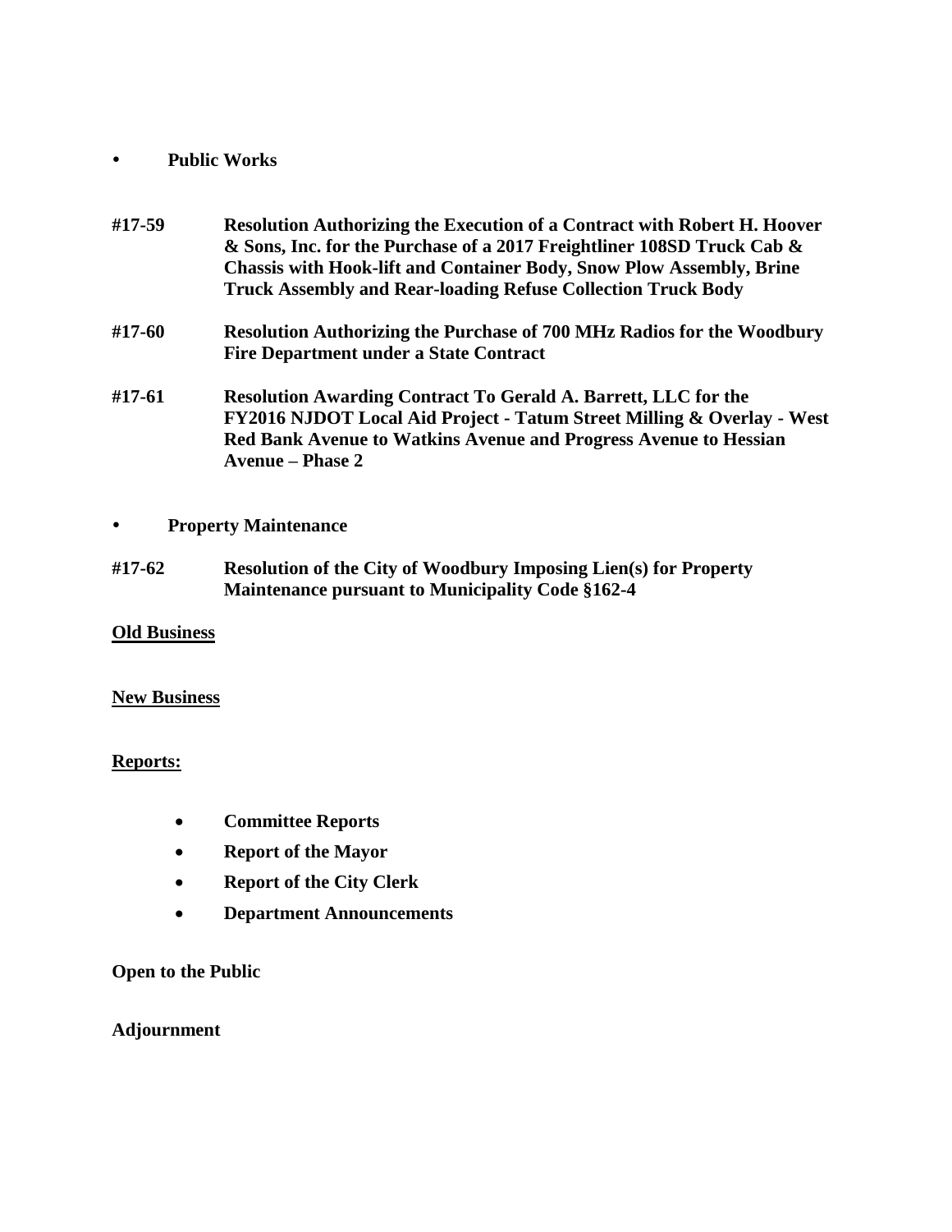- **Public Works**

**#17-59** **Resolution Authorizing the Execution of a Contract with Robert H. Hoover & Sons, Inc. for the Purchase of a 2017 Freightliner 108SD Truck Cab & Chassis with Hook-lift and Container Body, Snow Plow Assembly, Brine Truck Assembly and Rear-loading Refuse Collection Truck Body**

**#17-60** **Resolution Authorizing the Purchase of 700 MHz Radios for the Woodbury Fire Department under a State Contract**

**#17-61** **Resolution Awarding Contract To Gerald A. Barrett, LLC for the FY2016 NJDOT Local Aid Project - Tatum Street Milling & Overlay - West Red Bank Avenue to Watkins Avenue and Progress Avenue to Hessian Avenue – Phase 2**

- **Property Maintenance**

**#17-62** **Resolution of the City of Woodbury Imposing Lien(s) for Property Maintenance pursuant to Municipality Code §162-4**

**<u>Old Business</u>**

**<u>New Business</u>**

**<u>Reports:</u>**

- **Committee Reports**
- **Report of the Mayor**
- **Report of the City Clerk**
- **Department Announcements**

**Open to the Public**

**Adjournment**